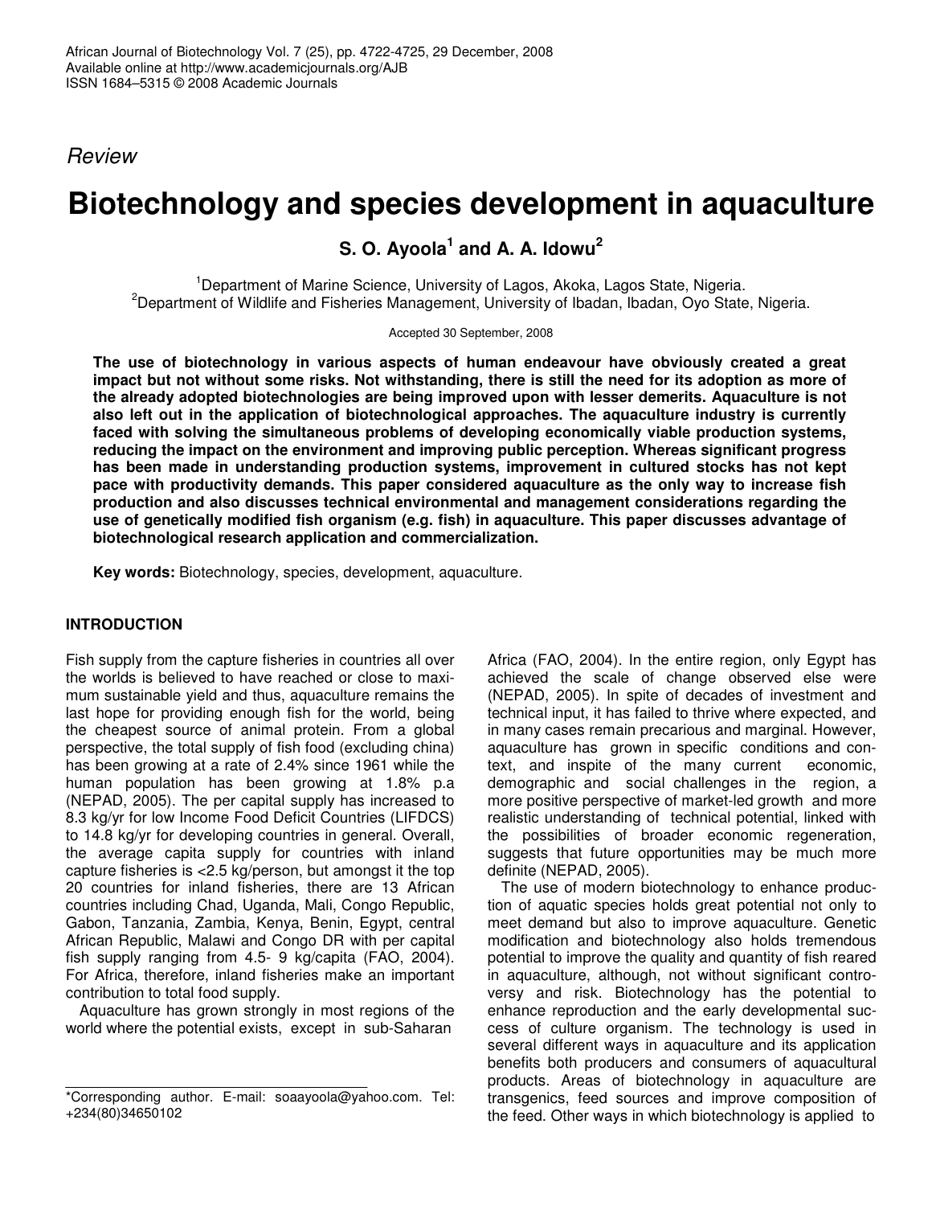*Review*

# Biotechnology and species development in aquaculture

**S. O. Ayoola[1] and A. A. Idowu[2]**

[1]Department of Marine Science, University of Lagos, Akoka, Lagos State, Nigeria.
[2]Department of Wildlife and Fisheries Management, University of Ibadan, Ibadan, Oyo State, Nigeria.

Accepted 30 September, 2008

**The use of biotechnology in various aspects of human endeavour have obviously created a great impact but not without some risks. Not withstanding, there is still the need for its adoption as more of the already adopted biotechnologies are being improved upon with lesser demerits. Aquaculture is not also left out in the application of biotechnological approaches. The aquaculture industry is currently faced with solving the simultaneous problems of developing economically viable production systems, reducing the impact on the environment and improving public perception. Whereas significant progress has been made in understanding production systems, improvement in cultured stocks has not kept pace with productivity demands. This paper considered aquaculture as the only way to increase fish production and also discusses technical environmental and management considerations regarding the use of genetically modified fish organism (e.g. fish) in aquaculture. This paper discusses advantage of biotechnological research application and commercialization.**

**Key words:** Biotechnology, species, development, aquaculture.

## INTRODUCTION

Fish supply from the capture fisheries in countries all over the worlds is believed to have reached or close to maximum sustainable yield and thus, aquaculture remains the last hope for providing enough fish for the world, being the cheapest source of animal protein. From a global perspective, the total supply of fish food (excluding china) has been growing at a rate of 2.4% since 1961 while the human population has been growing at 1.8% p.a (NEPAD, 2005). The per capital supply has increased to 8.3 kg/yr for low Income Food Deficit Countries (LIFDCS) to 14.8 kg/yr for developing countries in general. Overall, the average capita supply for countries with inland capture fisheries is <2.5 kg/person, but amongst it the top 20 countries for inland fisheries, there are 13 African countries including Chad, Uganda, Mali, Congo Republic, Gabon, Tanzania, Zambia, Kenya, Benin, Egypt, central African Republic, Malawi and Congo DR with per capital fish supply ranging from 4.5- 9 kg/capita (FAO, 2004). For Africa, therefore, inland fisheries make an important contribution to total food supply.

Aquaculture has grown strongly in most regions of the world where the potential exists, except in sub-Saharan Africa (FAO, 2004). In the entire region, only Egypt has achieved the scale of change observed else were (NEPAD, 2005). In spite of decades of investment and technical input, it has failed to thrive where expected, and in many cases remain precarious and marginal. However, aquaculture has grown in specific conditions and context, and inspite of the many current economic, demographic and social challenges in the region, a more positive perspective of market-led growth and more realistic understanding of technical potential, linked with the possibilities of broader economic regeneration, suggests that future opportunities may be much more definite (NEPAD, 2005).

The use of modern biotechnology to enhance production of aquatic species holds great potential not only to meet demand but also to improve aquaculture. Genetic modification and biotechnology also holds tremendous potential to improve the quality and quantity of fish reared in aquaculture, although, not without significant controversy and risk. Biotechnology has the potential to enhance reproduction and the early developmental success of culture organism. The technology is used in several different ways in aquaculture and its application benefits both producers and consumers of aquacultural products. Areas of biotechnology in aquaculture are transgenics, feed sources and improve composition of the feed. Other ways in which biotechnology is applied to

*Corresponding author. E-mail: soaayoola@yahoo.com. Tel: +234(80)34650102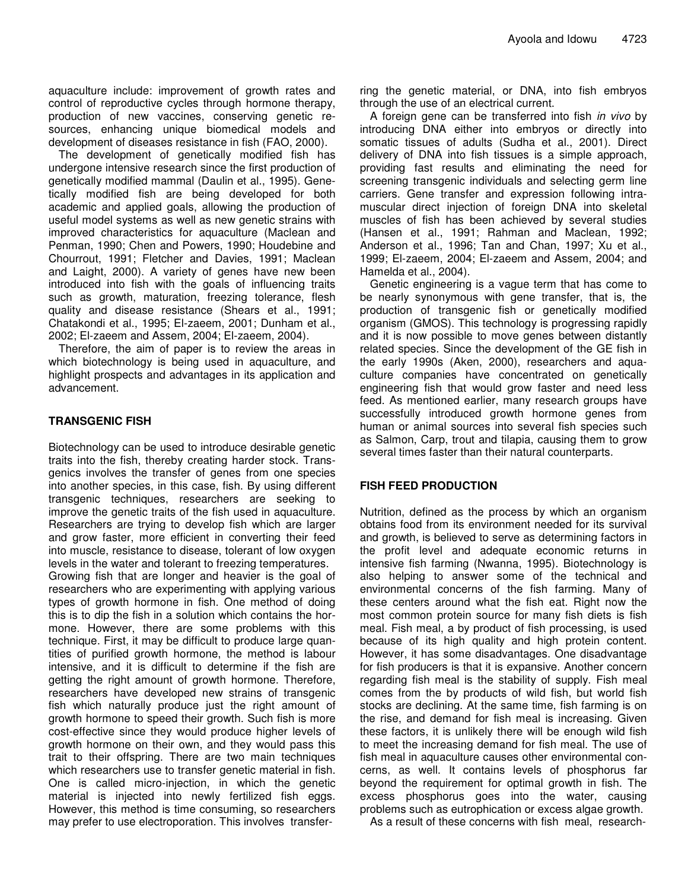aquaculture include: improvement of growth rates and control of reproductive cycles through hormone therapy, production of new vaccines, conserving genetic resources, enhancing unique biomedical models and development of diseases resistance in fish (FAO, 2000).

The development of genetically modified fish has undergone intensive research since the first production of genetically modified mammal (Daulin et al., 1995). Genetically modified fish are being developed for both academic and applied goals, allowing the production of useful model systems as well as new genetic strains with improved characteristics for aquaculture (Maclean and Penman, 1990; Chen and Powers, 1990; Houdebine and Chourrout, 1991; Fletcher and Davies, 1991; Maclean and Laight, 2000). A variety of genes have new been introduced into fish with the goals of influencing traits such as growth, maturation, freezing tolerance, flesh quality and disease resistance (Shears et al., 1991; Chatakondi et al., 1995; El-zaeem, 2001; Dunham et al., 2002; El-zaeem and Assem, 2004; El-zaeem, 2004).

Therefore, the aim of paper is to review the areas in which biotechnology is being used in aquaculture, and highlight prospects and advantages in its application and advancement.

## TRANSGENIC FISH

Biotechnology can be used to introduce desirable genetic traits into the fish, thereby creating harder stock. Transgenics involves the transfer of genes from one species into another species, in this case, fish. By using different transgenic techniques, researchers are seeking to improve the genetic traits of the fish used in aquaculture. Researchers are trying to develop fish which are larger and grow faster, more efficient in converting their feed into muscle, resistance to disease, tolerant of low oxygen levels in the water and tolerant to freezing temperatures.

Growing fish that are longer and heavier is the goal of researchers who are experimenting with applying various types of growth hormone in fish. One method of doing this is to dip the fish in a solution which contains the hormone. However, there are some problems with this technique. First, it may be difficult to produce large quantities of purified growth hormone, the method is labour intensive, and it is difficult to determine if the fish are getting the right amount of growth hormone. Therefore, researchers have developed new strains of transgenic fish which naturally produce just the right amount of growth hormone to speed their growth. Such fish is more cost-effective since they would produce higher levels of growth hormone on their own, and they would pass this trait to their offspring. There are two main techniques which researchers use to transfer genetic material in fish. One is called micro-injection, in which the genetic material is injected into newly fertilized fish eggs. However, this method is time consuming, so researchers may prefer to use electroporation. This involves transferring the genetic material, or DNA, into fish embryos through the use of an electrical current.

A foreign gene can be transferred into fish *in vivo* by introducing DNA either into embryos or directly into somatic tissues of adults (Sudha et al., 2001). Direct delivery of DNA into fish tissues is a simple approach, providing fast results and eliminating the need for screening transgenic individuals and selecting germ line carriers. Gene transfer and expression following intramuscular direct injection of foreign DNA into skeletal muscles of fish has been achieved by several studies (Hansen et al., 1991; Rahman and Maclean, 1992; Anderson et al., 1996; Tan and Chan, 1997; Xu et al., 1999; El-zaeem, 2004; El-zaeem and Assem, 2004; and Hamelda et al., 2004).

Genetic engineering is a vague term that has come to be nearly synonymous with gene transfer, that is, the production of transgenic fish or genetically modified organism (GMOS). This technology is progressing rapidly and it is now possible to move genes between distantly related species. Since the development of the GE fish in the early 1990s (Aken, 2000), researchers and aquaculture companies have concentrated on genetically engineering fish that would grow faster and need less feed. As mentioned earlier, many research groups have successfully introduced growth hormone genes from human or animal sources into several fish species such as Salmon, Carp, trout and tilapia, causing them to grow several times faster than their natural counterparts.

## FISH FEED PRODUCTION

Nutrition, defined as the process by which an organism obtains food from its environment needed for its survival and growth, is believed to serve as determining factors in the profit level and adequate economic returns in intensive fish farming (Nwanna, 1995). Biotechnology is also helping to answer some of the technical and environmental concerns of the fish farming. Many of these centers around what the fish eat. Right now the most common protein source for many fish diets is fish meal. Fish meal, a by product of fish processing, is used because of its high quality and high protein content. However, it has some disadvantages. One disadvantage for fish producers is that it is expansive. Another concern regarding fish meal is the stability of supply. Fish meal comes from the by products of wild fish, but world fish stocks are declining. At the same time, fish farming is on the rise, and demand for fish meal is increasing. Given these factors, it is unlikely there will be enough wild fish to meet the increasing demand for fish meal. The use of fish meal in aquaculture causes other environmental concerns, as well. It contains levels of phosphorus far beyond the requirement for optimal growth in fish. The excess phosphorus goes into the water, causing problems such as eutrophication or excess algae growth.

As a result of these concerns with fish meal, research-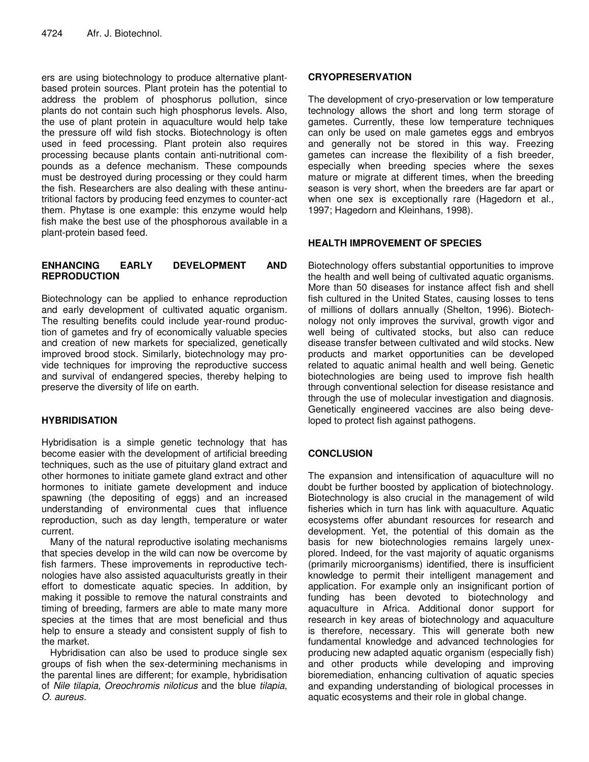ers are using biotechnology to produce alternative plant-based protein sources. Plant protein has the potential to address the problem of phosphorus pollution, since plants do not contain such high phosphorus levels. Also, the use of plant protein in aquaculture would help take the pressure off wild fish stocks. Biotechnology is often used in feed processing. Plant protein also requires processing because plants contain anti-nutritional compounds as a defence mechanism. These compounds must be destroyed during processing or they could harm the fish. Researchers are also dealing with these antinutritional factors by producing feed enzymes to counter-act them. Phytase is one example: this enzyme would help fish make the best use of the phosphorous available in a plant-protein based feed.

## ENHANCING EARLY DEVELOPMENT AND REPRODUCTION

Biotechnology can be applied to enhance reproduction and early development of cultivated aquatic organism. The resulting benefits could include year-round production of gametes and fry of economically valuable species and creation of new markets for specialized, genetically improved brood stock. Similarly, biotechnology may provide techniques for improving the reproductive success and survival of endangered species, thereby helping to preserve the diversity of life on earth.

## HYBRIDISATION

Hybridisation is a simple genetic technology that has become easier with the development of artificial breeding techniques, such as the use of pituitary gland extract and other hormones to initiate gamete gland extract and other hormones to initiate gamete development and induce spawning (the depositing of eggs) and an increased understanding of environmental cues that influence reproduction, such as day length, temperature or water current.

Many of the natural reproductive isolating mechanisms that species develop in the wild can now be overcome by fish farmers. These improvements in reproductive technologies have also assisted aquaculturists greatly in their effort to domesticate aquatic species. In addition, by making it possible to remove the natural constraints and timing of breeding, farmers are able to mate many more species at the times that are most beneficial and thus help to ensure a steady and consistent supply of fish to the market.

Hybridisation can also be used to produce single sex groups of fish when the sex-determining mechanisms in the parental lines are different; for example, hybridisation of *Nile tilapia, Oreochromis niloticus* and the blue *tilapia*, *O. aureus*.

## CRYOPRESERVATION

The development of cryo-preservation or low temperature technology allows the short and long term storage of gametes. Currently, these low temperature techniques can only be used on male gametes eggs and embryos and generally not be stored in this way. Freezing gametes can increase the flexibility of a fish breeder, especially when breeding species where the sexes mature or migrate at different times, when the breeding season is very short, when the breeders are far apart or when one sex is exceptionally rare (Hagedorn et al., 1997; Hagedorn and Kleinhans, 1998).

## HEALTH IMPROVEMENT OF SPECIES

Biotechnology offers substantial opportunities to improve the health and well being of cultivated aquatic organisms. More than 50 diseases for instance affect fish and shell fish cultured in the United States, causing losses to tens of millions of dollars annually (Shelton, 1996). Biotechnology not only improves the survival, growth vigor and well being of cultivated stocks, but also can reduce disease transfer between cultivated and wild stocks. New products and market opportunities can be developed related to aquatic animal health and well being. Genetic biotechnologies are being used to improve fish health through conventional selection for disease resistance and through the use of molecular investigation and diagnosis. Genetically engineered vaccines are also being developed to protect fish against pathogens.

## CONCLUSION

The expansion and intensification of aquaculture will no doubt be further boosted by application of biotechnology. Biotechnology is also crucial in the management of wild fisheries which in turn has link with aquaculture. Aquatic ecosystems offer abundant resources for research and development. Yet, the potential of this domain as the basis for new biotechnologies remains largely unexplored. Indeed, for the vast majority of aquatic organisms (primarily microorganisms) identified, there is insufficient knowledge to permit their intelligent management and application. For example only an insignificant portion of funding has been devoted to biotechnology and aquaculture in Africa. Additional donor support for research in key areas of biotechnology and aquaculture is therefore, necessary. This will generate both new fundamental knowledge and advanced technologies for producing new adapted aquatic organism (especially fish) and other products while developing and improving bioremediation, enhancing cultivation of aquatic species and expanding understanding of biological processes in aquatic ecosystems and their role in global change.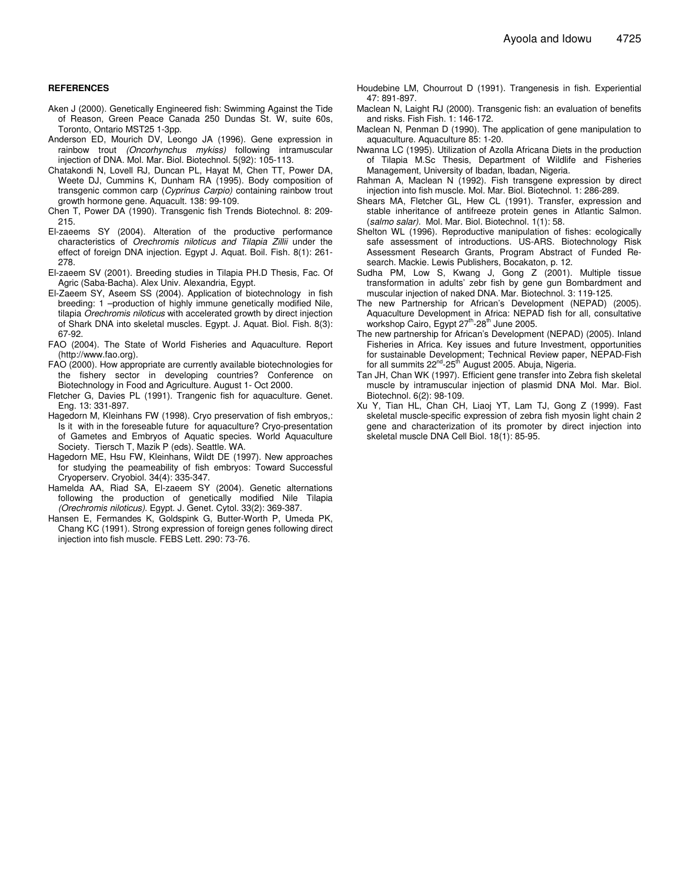**REFERENCES**

Aken J (2000). Genetically Engineered fish: Swimming Against the Tide of Reason, Green Peace Canada 250 Dundas St. W, suite 60s, Toronto, Ontario MST25 1-3pp.

Anderson ED, Mourich DV, Leongo JA (1996). Gene expression in rainbow trout *(Oncorhynchus mykiss)* following intramuscular injection of DNA. Mol. Mar. Biol. Biotechnol. 5(92): 105-113.

Chatakondi N, Lovell RJ, Duncan PL, Hayat M, Chen TT, Power DA, Weete DJ, Cummins K, Dunham RA (1995). Body composition of transgenic common carp (*Cyprinus Carpio)* containing rainbow trout growth hormone gene. Aquacult. 138: 99-109.

Chen T, Power DA (1990). Transgenic fish Trends Biotechnol. 8: 209-215.

El-zaeems SY (2004). Alteration of the productive performance characteristics of *Orechromis niloticus and Tilapia Zillii* under the effect of foreign DNA injection. Egypt J. Aquat. Boil. Fish. 8(1): 261-278.

El-zaeem SV (2001). Breeding studies in Tilapia PH.D Thesis, Fac. Of Agric (Saba-Bacha). Alex Univ. Alexandria, Egypt.

El-Zaeem SY, Aseem SS (2004). Application of biotechnology in fish breeding: 1 –production of highly immune genetically modified Nile, tilapia *Orechromis niloticus* with accelerated growth by direct injection of Shark DNA into skeletal muscles. Egypt. J. Aquat. Biol. Fish. 8(3): 67-92.

FAO (2004). The State of World Fisheries and Aquaculture. Report (http://www.fao.org).

FAO (2000). How appropriate are currently available biotechnologies for the fishery sector in developing countries? Conference on Biotechnology in Food and Agriculture. August 1- Oct 2000.

Fletcher G, Davies PL (1991). Trangenic fish for aquaculture. Genet. Eng. 13: 331-897.

Hagedorn M, Kleinhans FW (1998). Cryo preservation of fish embryos,: Is it with in the foreseable future for aquaculture? Cryo-presentation of Gametes and Embryos of Aquatic species. World Aquaculture Society. Tiersch T, Mazik P (eds). Seattle. WA.

Hagedorn ME, Hsu FW, Kleinhans, Wildt DE (1997). New approaches for studying the peameability of fish embryos: Toward Successful Cryoperserv. Cryobiol. 34(4): 335-347.

Hamelda AA, Riad SA, El-zaeem SY (2004). Genetic alternations following the production of genetically modified Nile Tilapia *(Orechromis niloticus)*. Egypt. J. Genet. Cytol. 33(2): 369-387.

Hansen E, Fermandes K, Goldspink G, Butter-Worth P, Umeda PK, Chang KC (1991). Strong expression of foreign genes following direct injection into fish muscle. FEBS Lett. 290: 73-76.

Houdebine LM, Chourrout D (1991). Trangenesis in fish. Experiential 47: 891-897.

Maclean N, Laight RJ (2000). Transgenic fish: an evaluation of benefits and risks. Fish Fish. 1: 146-172.

Maclean N, Penman D (1990). The application of gene manipulation to aquaculture. Aquaculture 85: 1-20.

Nwanna LC (1995). Utilization of Azolla Africana Diets in the production of Tilapia M.Sc Thesis, Department of Wildlife and Fisheries Management, University of Ibadan, Ibadan, Nigeria.

Rahman A, Maclean N (1992). Fish transgene expression by direct injection into fish muscle. Mol. Mar. Biol. Biotechnol. 1: 286-289.

Shears MA, Fletcher GL, Hew CL (1991). Transfer, expression and stable inheritance of antifreeze protein genes in Atlantic Salmon. (*salmo salar).* Mol. Mar. Biol. Biotechnol. 1(1): 58.

Shelton WL (1996). Reproductive manipulation of fishes: ecologically safe assessment of introductions. US-ARS. Biotechnology Risk Assessment Research Grants, Program Abstract of Funded Research. Mackie. Lewis Publishers, Bocakaton, p. 12.

Sudha PM, Low S, Kwang J, Gong Z (2001). Multiple tissue transformation in adults' zebr fish by gene gun Bombardment and muscular injection of naked DNA. Mar. Biotechnol. 3: 119-125.

The new Partnership for African's Development (NEPAD) (2005). Aquaculture Development in Africa: NEPAD fish for all, consultative workshop Cairo, Egypt 27th-28th June 2005.

The new partnership for African's Development (NEPAD) (2005). Inland Fisheries in Africa. Key issues and future Investment, opportunities for sustainable Development; Technical Review paper, NEPAD-Fish for all summits 22nd-25th August 2005. Abuja, Nigeria.

Tan JH, Chan WK (1997). Efficient gene transfer into Zebra fish skeletal muscle by intramuscular injection of plasmid DNA Mol. Mar. Biol. Biotechnol. 6(2): 98-109.

Xu Y, Tian HL, Chan CH, Liaoj YT, Lam TJ, Gong Z (1999). Fast skeletal muscle-specific expression of zebra fish myosin light chain 2 gene and characterization of its promoter by direct injection into skeletal muscle DNA Cell Biol. 18(1): 85-95.